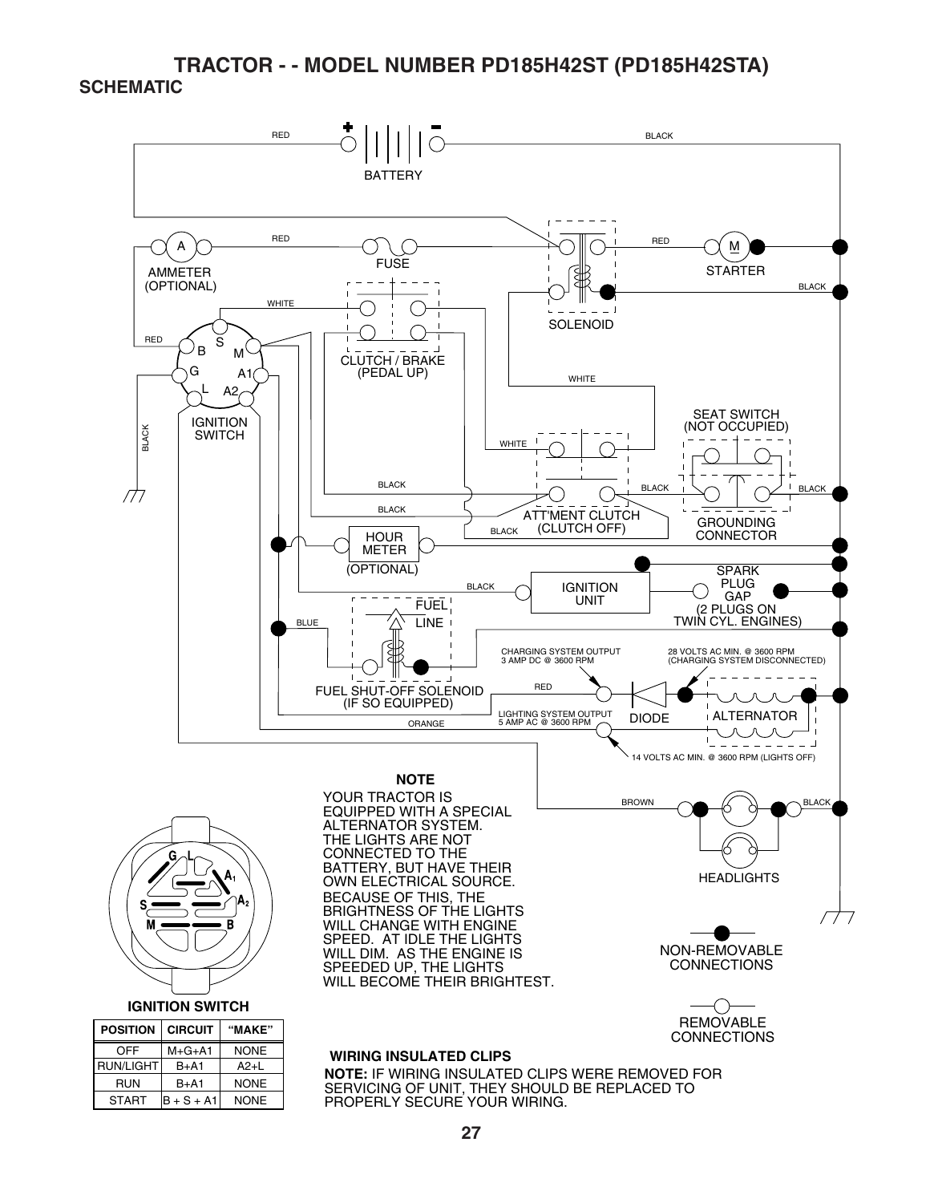# TRACTOR - - MODEL NUMBER PD185H42ST (PD185H42STA)

## SCHEMATIC

RED BATTERY BLACK

AMMETER (OPTIONAL) RED FUSE SOLENOID RED STARTER BLACK

WHITE CLUTCH / BRAKE (PEDAL UP)

RED IGNITION SWITCH B S M G A1 L A2 BLACK

WHITE SEAT SWITCH (NOT OCCUPIED)

WHITE BLACK ATT'MENT CLUTCH (CLUTCH OFF) BLACK BLACK BLACK GROUNDING CONNECTOR

HOUR METER (OPTIONAL)

BLACK IGNITION UNIT SPARK PLUG GAP (2 PLUGS ON TWIN CYL. ENGINES)

BLUE FUEL LINE FUEL SHUT-OFF SOLENOID (IF SO EQUIPPED)

CHARGING SYSTEM OUTPUT 3 AMP DC @ 3600 RPM

28 VOLTS AC MIN. @ 3600 RPM (CHARGING SYSTEM DISCONNECTED)

RED DIODE ALTERNATOR

LIGHTING SYSTEM OUTPUT 5 AMP AC @ 3600 RPM

ORANGE

14 VOLTS AC MIN. @ 3600 RPM (LIGHTS OFF)

BROWN BLACK HEADLIGHTS

**NOTE**

YOUR TRACTOR IS EQUIPPED WITH A SPECIAL ALTERNATOR SYSTEM. THE LIGHTS ARE NOT CONNECTED TO THE BATTERY, BUT HAVE THEIR OWN ELECTRICAL SOURCE. BECAUSE OF THIS, THE BRIGHTNESS OF THE LIGHTS WILL CHANGE WITH ENGINE SPEED. AT IDLE THE LIGHTS WILL DIM. AS THE ENGINE IS SPEEDED UP, THE LIGHTS WILL BECOME THEIR BRIGHTEST.

NON-REMOVABLE CONNECTIONS

REMOVABLE CONNECTIONS

**IGNITION SWITCH**

| POSITION | CIRCUIT | "MAKE" |
|---|---|---|
| OFF | M+G+A1 | NONE |
| RUN/LIGHT | B+A1 | A2+L |
| RUN | B+A1 | NONE |
| START | B + S + A1 | NONE |

**WIRING INSULATED CLIPS**

**NOTE:** IF WIRING INSULATED CLIPS WERE REMOVED FOR SERVICING OF UNIT, THEY SHOULD BE REPLACED TO PROPERLY SECURE YOUR WIRING.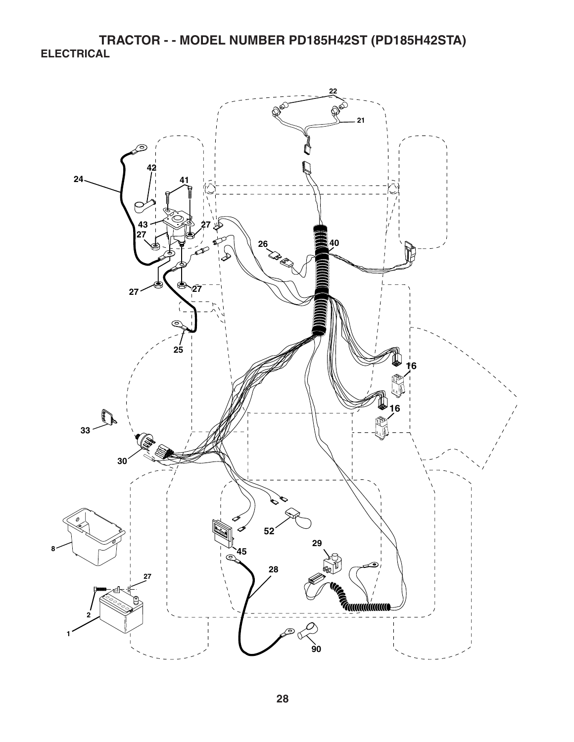# TRACTOR - - MODEL NUMBER PD185H42ST (PD185H42STA)

## ELECTRICAL

22
21
42
24
41
43
27
27
26
40
27
27
25
16
16
33
30
8
45
52
29
28
27
2
1
90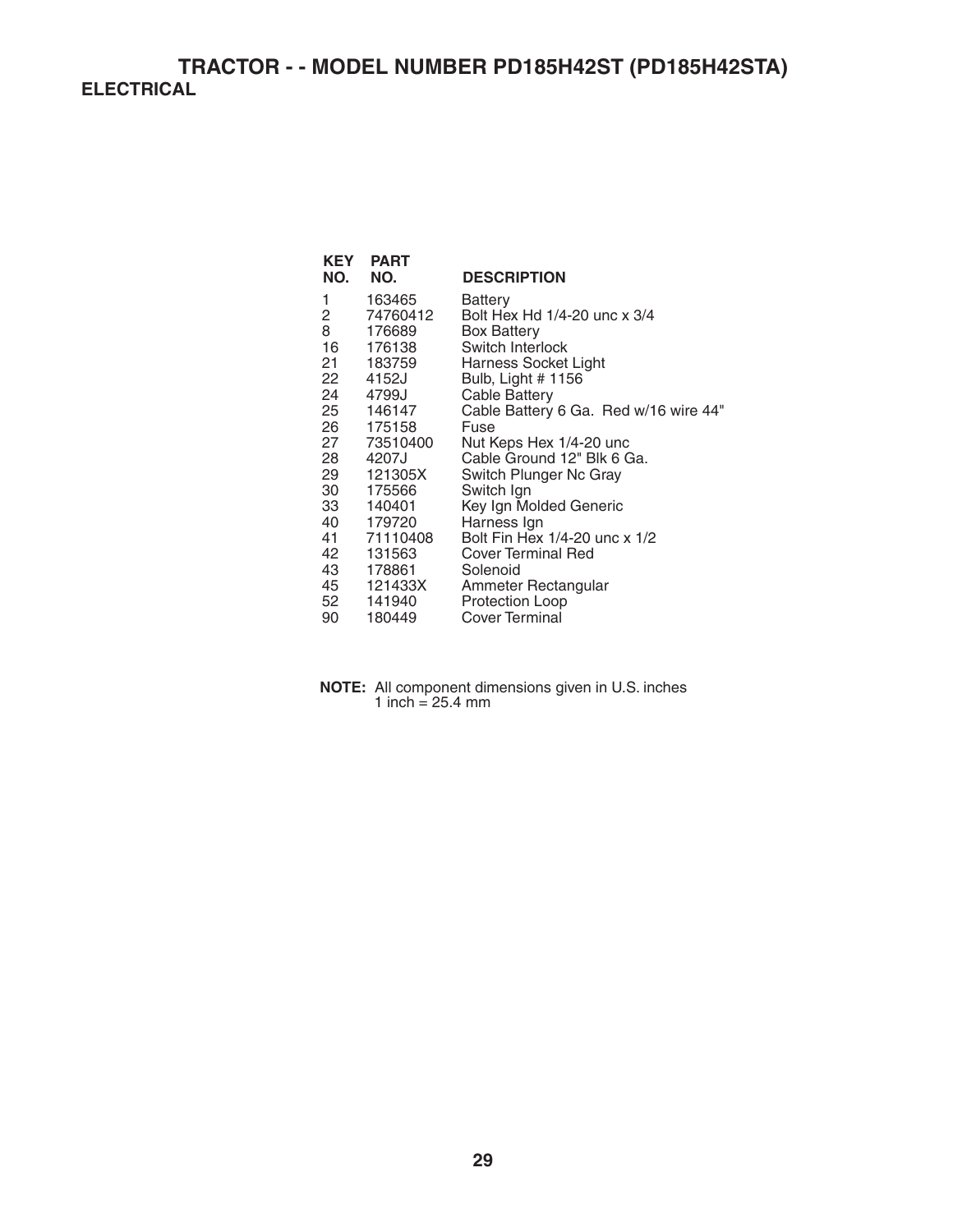# TRACTOR - - MODEL NUMBER PD185H42ST (PD185H42STA)

## ELECTRICAL

| KEY NO. | PART NO. | DESCRIPTION |
|---|---|---|
| 1 | 163465 | Battery |
| 2 | 74760412 | Bolt Hex Hd 1/4-20 unc x 3/4 |
| 8 | 176689 | Box Battery |
| 16 | 176138 | Switch Interlock |
| 21 | 183759 | Harness Socket Light |
| 22 | 4152J | Bulb, Light # 1156 |
| 24 | 4799J | Cable Battery |
| 25 | 146147 | Cable Battery 6 Ga. Red w/16 wire 44" |
| 26 | 175158 | Fuse |
| 27 | 73510400 | Nut Keps Hex 1/4-20 unc |
| 28 | 4207J | Cable Ground 12" Blk 6 Ga. |
| 29 | 121305X | Switch Plunger Nc Gray |
| 30 | 175566 | Switch Ign |
| 33 | 140401 | Key Ign Molded Generic |
| 40 | 179720 | Harness Ign |
| 41 | 71110408 | Bolt Fin Hex 1/4-20 unc x 1/2 |
| 42 | 131563 | Cover Terminal Red |
| 43 | 178861 | Solenoid |
| 45 | 121433X | Ammeter Rectangular |
| 52 | 141940 | Protection Loop |
| 90 | 180449 | Cover Terminal |

**NOTE:** All component dimensions given in U.S. inches
1 inch = 25.4 mm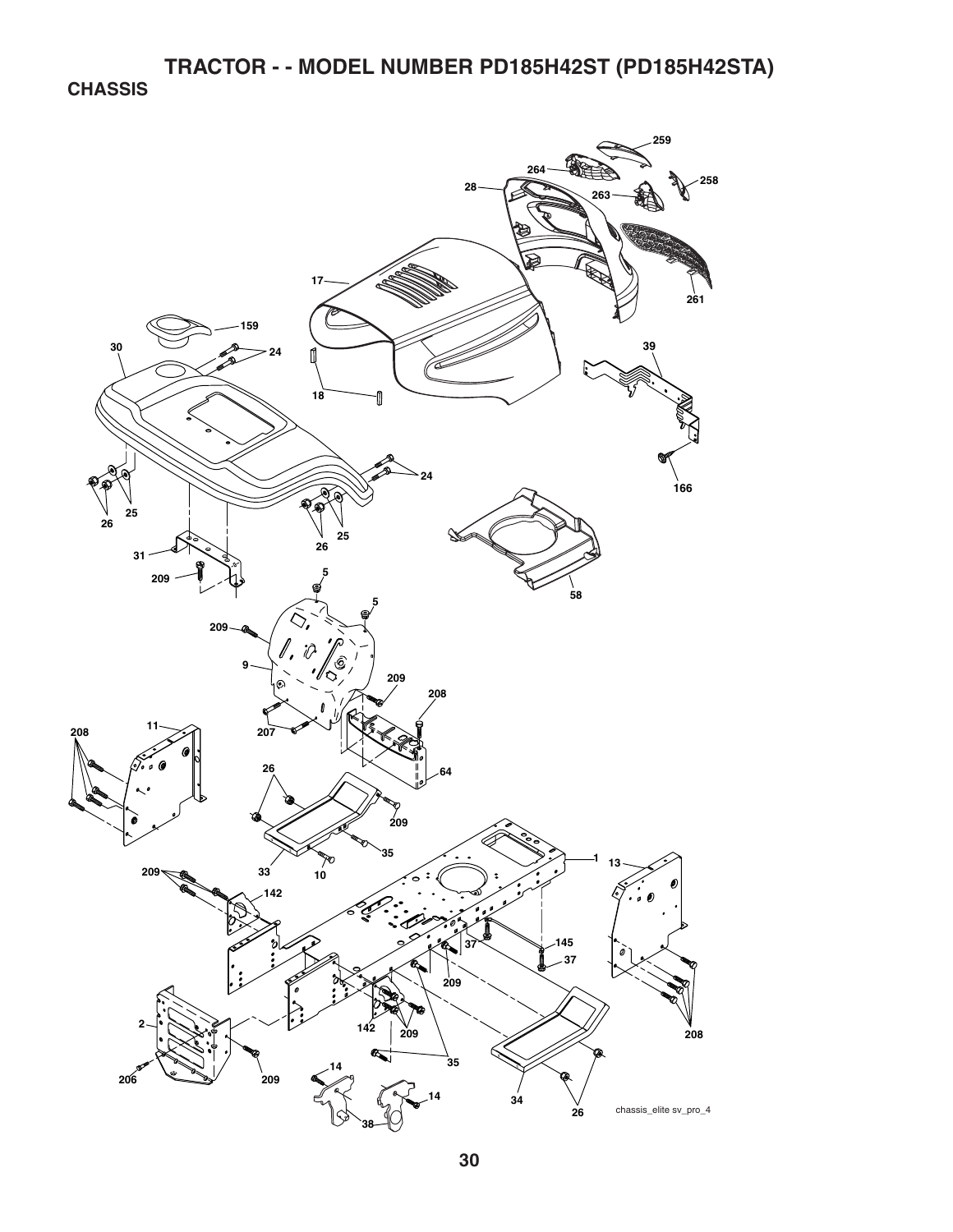# TRACTOR - - MODEL NUMBER PD185H42ST (PD185H42STA)

## CHASSIS

259
264
258
28
263
17
261
159
30
24
39
18
24
166
26
25
26
25
58
31
209
5
5
209
9
209
208
11
207
208
64
26
209
35
1
13
33
10
209
142
145
37
37
209
2
142
209
208
206
209
14
35
14
34
26
38

chassis_elite sv_pro_4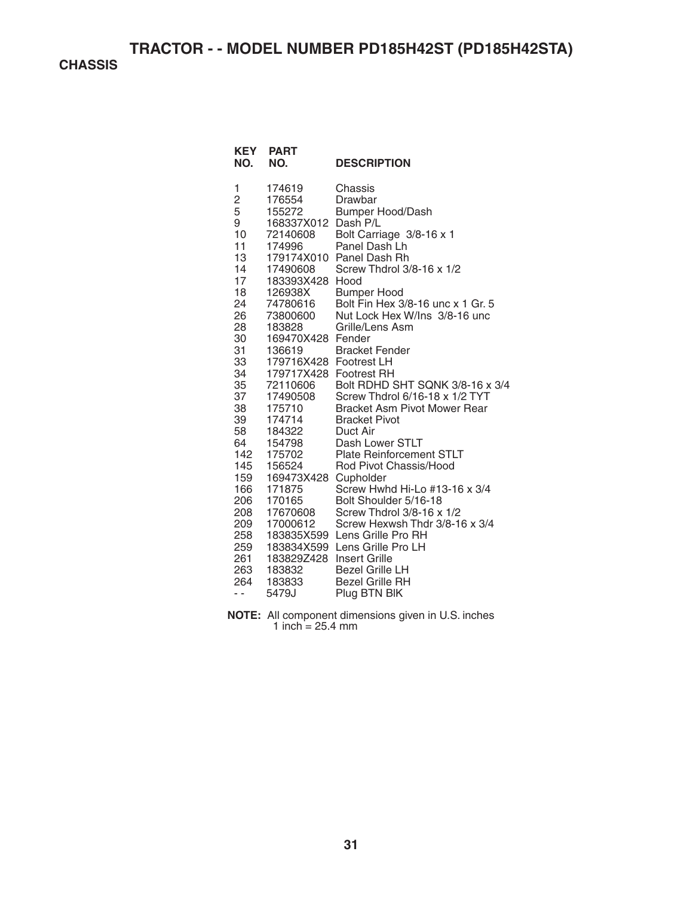# TRACTOR - - MODEL NUMBER PD185H42ST (PD185H42STA)

## CHASSIS

| KEY NO. | PART NO. | DESCRIPTION |
|---|---|---|
| 1 | 174619 | Chassis |
| 2 | 176554 | Drawbar |
| 5 | 155272 | Bumper Hood/Dash |
| 9 | 168337X012 | Dash P/L |
| 10 | 72140608 | Bolt Carriage 3/8-16 x 1 |
| 11 | 174996 | Panel Dash Lh |
| 13 | 179174X010 | Panel Dash Rh |
| 14 | 17490608 | Screw Thdrol 3/8-16 x 1/2 |
| 17 | 183393X428 | Hood |
| 18 | 126938X | Bumper Hood |
| 24 | 74780616 | Bolt Fin Hex 3/8-16 unc x 1 Gr. 5 |
| 26 | 73800600 | Nut Lock Hex W/Ins 3/8-16 unc |
| 28 | 183828 | Grille/Lens Asm |
| 30 | 169470X428 | Fender |
| 31 | 136619 | Bracket Fender |
| 33 | 179716X428 | Footrest LH |
| 34 | 179717X428 | Footrest RH |
| 35 | 72110606 | Bolt RDHD SHT SQNK 3/8-16 x 3/4 |
| 37 | 17490508 | Screw Thdrol 6/16-18 x 1/2 TYT |
| 38 | 175710 | Bracket Asm Pivot Mower Rear |
| 39 | 174714 | Bracket Pivot |
| 58 | 184322 | Duct Air |
| 64 | 154798 | Dash Lower STLT |
| 142 | 175702 | Plate Reinforcement STLT |
| 145 | 156524 | Rod Pivot Chassis/Hood |
| 159 | 169473X428 | Cupholder |
| 166 | 171875 | Screw Hwhd Hi-Lo #13-16 x 3/4 |
| 206 | 170165 | Bolt Shoulder 5/16-18 |
| 208 | 17670608 | Screw Thdrol 3/8-16 x 1/2 |
| 209 | 17000612 | Screw Hexwsh Thdr 3/8-16 x 3/4 |
| 258 | 183835X599 | Lens Grille Pro RH |
| 259 | 183834X599 | Lens Grille Pro LH |
| 261 | 183829Z428 | Insert Grille |
| 263 | 183832 | Bezel Grille LH |
| 264 | 183833 | Bezel Grille RH |
| - - | 5479J | Plug BTN BIK |

**NOTE:** All component dimensions given in U.S. inches
1 inch = 25.4 mm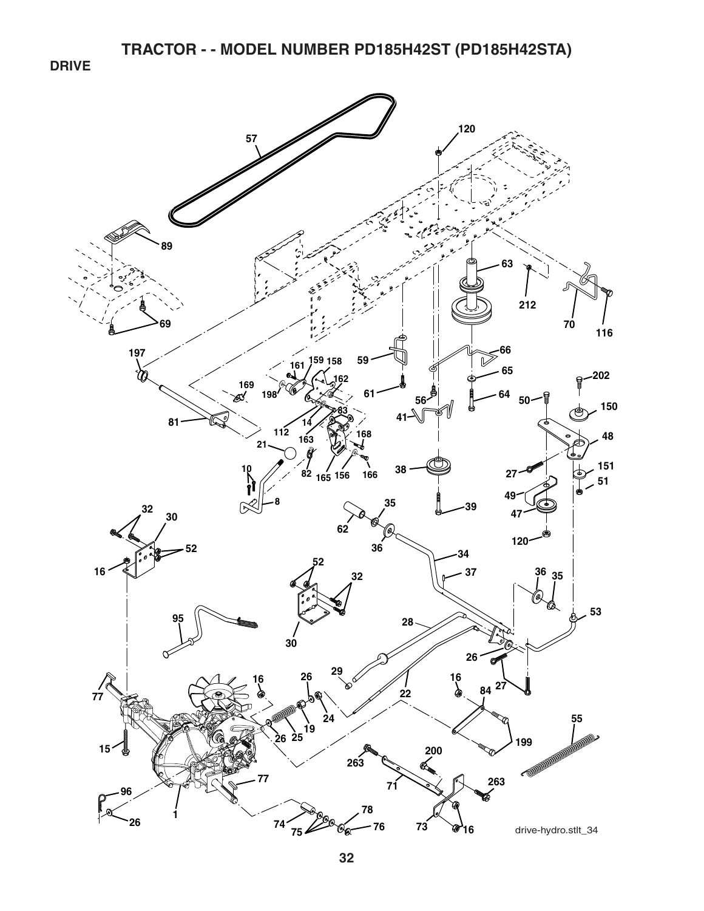# TRACTOR - - MODEL NUMBER PD185H42ST (PD185H42STA)

## DRIVE

57 120 89 63 69 212 70 116 66 197 161 159 158 59 65 202 162 169 61 64 50 150 198 56 83 14 41 81 48 112 163 168 21 27 151 51 10 82 165 156 166 38 39 49 8 47 35 62 32 30 36 120 34 52 16 52 37 36 35 32 53 95 28 30 26 29 26 27 16 84 16 77 22 24 55 19 25 199 26 15 200 263 263 71 77 96 78 26 1 74 75 76 73 16

drive-hydro.stlt_34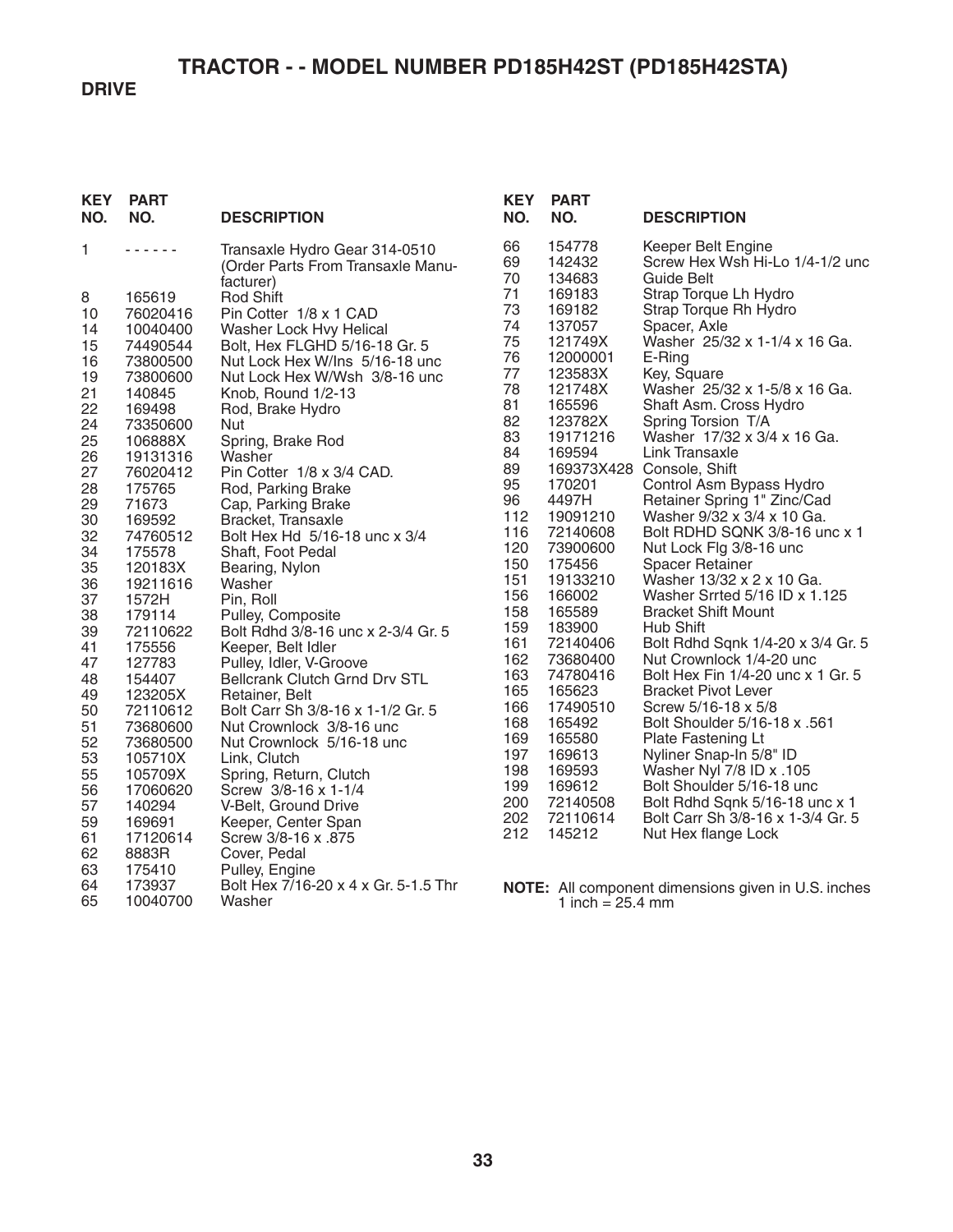# TRACTOR - - MODEL NUMBER PD185H42ST (PD185H42STA)

## DRIVE

| KEY NO. | PART NO. | DESCRIPTION |
|---|---|---|
| 1 | - - - - - - | Transaxle Hydro Gear 314-0510 (Order Parts From Transaxle Manufacturer) |
| 8 | 165619 | Rod Shift |
| 10 | 76020416 | Pin Cotter 1/8 x 1 CAD |
| 14 | 10040400 | Washer Lock Hvy Helical |
| 15 | 74490544 | Bolt, Hex FLGHD 5/16-18 Gr. 5 |
| 16 | 73800500 | Nut Lock Hex W/Ins 5/16-18 unc |
| 19 | 73800600 | Nut Lock Hex W/Wsh 3/8-16 unc |
| 21 | 140845 | Knob, Round 1/2-13 |
| 22 | 169498 | Rod, Brake Hydro |
| 24 | 73350600 | Nut |
| 25 | 106888X | Spring, Brake Rod |
| 26 | 19131316 | Washer |
| 27 | 76020412 | Pin Cotter 1/8 x 3/4 CAD. |
| 28 | 175765 | Rod, Parking Brake |
| 29 | 71673 | Cap, Parking Brake |
| 30 | 169592 | Bracket, Transaxle |
| 32 | 74760512 | Bolt Hex Hd 5/16-18 unc x 3/4 |
| 34 | 175578 | Shaft, Foot Pedal |
| 35 | 120183X | Bearing, Nylon |
| 36 | 19211616 | Washer |
| 37 | 1572H | Pin, Roll |
| 38 | 179114 | Pulley, Composite |
| 39 | 72110622 | Bolt Rdhd 3/8-16 unc x 2-3/4 Gr. 5 |
| 41 | 175556 | Keeper, Belt Idler |
| 47 | 127783 | Pulley, Idler, V-Groove |
| 48 | 154407 | Bellcrank Clutch Grnd Drv STL |
| 49 | 123205X | Retainer, Belt |
| 50 | 72110612 | Bolt Carr Sh 3/8-16 x 1-1/2 Gr. 5 |
| 51 | 73680600 | Nut Crownlock 3/8-16 unc |
| 52 | 73680500 | Nut Crownlock 5/16-18 unc |
| 53 | 105710X | Link, Clutch |
| 55 | 105709X | Spring, Return, Clutch |
| 56 | 17060620 | Screw 3/8-16 x 1-1/4 |
| 57 | 140294 | V-Belt, Ground Drive |
| 59 | 169691 | Keeper, Center Span |
| 61 | 17120614 | Screw 3/8-16 x .875 |
| 62 | 8883R | Cover, Pedal |
| 63 | 175410 | Pulley, Engine |
| 64 | 173937 | Bolt Hex 7/16-20 x 4 x Gr. 5-1.5 Thr |
| 65 | 10040700 | Washer |
| 66 | 154778 | Keeper Belt Engine |
| 69 | 142432 | Screw Hex Wsh Hi-Lo 1/4-1/2 unc |
| 70 | 134683 | Guide Belt |
| 71 | 169183 | Strap Torque Lh Hydro |
| 73 | 169182 | Strap Torque Rh Hydro |
| 74 | 137057 | Spacer, Axle |
| 75 | 121749X | Washer 25/32 x 1-1/4 x 16 Ga. |
| 76 | 12000001 | E-Ring |
| 77 | 123583X | Key, Square |
| 78 | 121748X | Washer 25/32 x 1-5/8 x 16 Ga. |
| 81 | 165596 | Shaft Asm. Cross Hydro |
| 82 | 123782X | Spring Torsion T/A |
| 83 | 19171216 | Washer 17/32 x 3/4 x 16 Ga. |
| 84 | 169594 | Link Transaxle |
| 89 | 169373X428 | Console, Shift |
| 95 | 170201 | Control Asm Bypass Hydro |
| 96 | 4497H | Retainer Spring 1" Zinc/Cad |
| 112 | 19091210 | Washer 9/32 x 3/4 x 10 Ga. |
| 116 | 72140608 | Bolt RDHD SQNK 3/8-16 unc x 1 |
| 120 | 73900600 | Nut Lock Flg 3/8-16 unc |
| 150 | 175456 | Spacer Retainer |
| 151 | 19133210 | Washer 13/32 x 2 x 10 Ga. |
| 156 | 166002 | Washer Srrted 5/16 ID x 1.125 |
| 158 | 165589 | Bracket Shift Mount |
| 159 | 183900 | Hub Shift |
| 161 | 72140406 | Bolt Rdhd Sqnk 1/4-20 x 3/4 Gr. 5 |
| 162 | 73680400 | Nut Crownlock 1/4-20 unc |
| 163 | 74780416 | Bolt Hex Fin 1/4-20 unc x 1 Gr. 5 |
| 165 | 165623 | Bracket Pivot Lever |
| 166 | 17490510 | Screw 5/16-18 x 5/8 |
| 168 | 165492 | Bolt Shoulder 5/16-18 x .561 |
| 169 | 165580 | Plate Fastening Lt |
| 197 | 169613 | Nyliner Snap-In 5/8" ID |
| 198 | 169593 | Washer Nyl 7/8 ID x .105 |
| 199 | 169612 | Bolt Shoulder 5/16-18 unc |
| 200 | 72140508 | Bolt Rdhd Sqnk 5/16-18 unc x 1 |
| 202 | 72110614 | Bolt Carr Sh 3/8-16 x 1-3/4 Gr. 5 |
| 212 | 145212 | Nut Hex flange Lock |

**NOTE:** All component dimensions given in U.S. inches
1 inch = 25.4 mm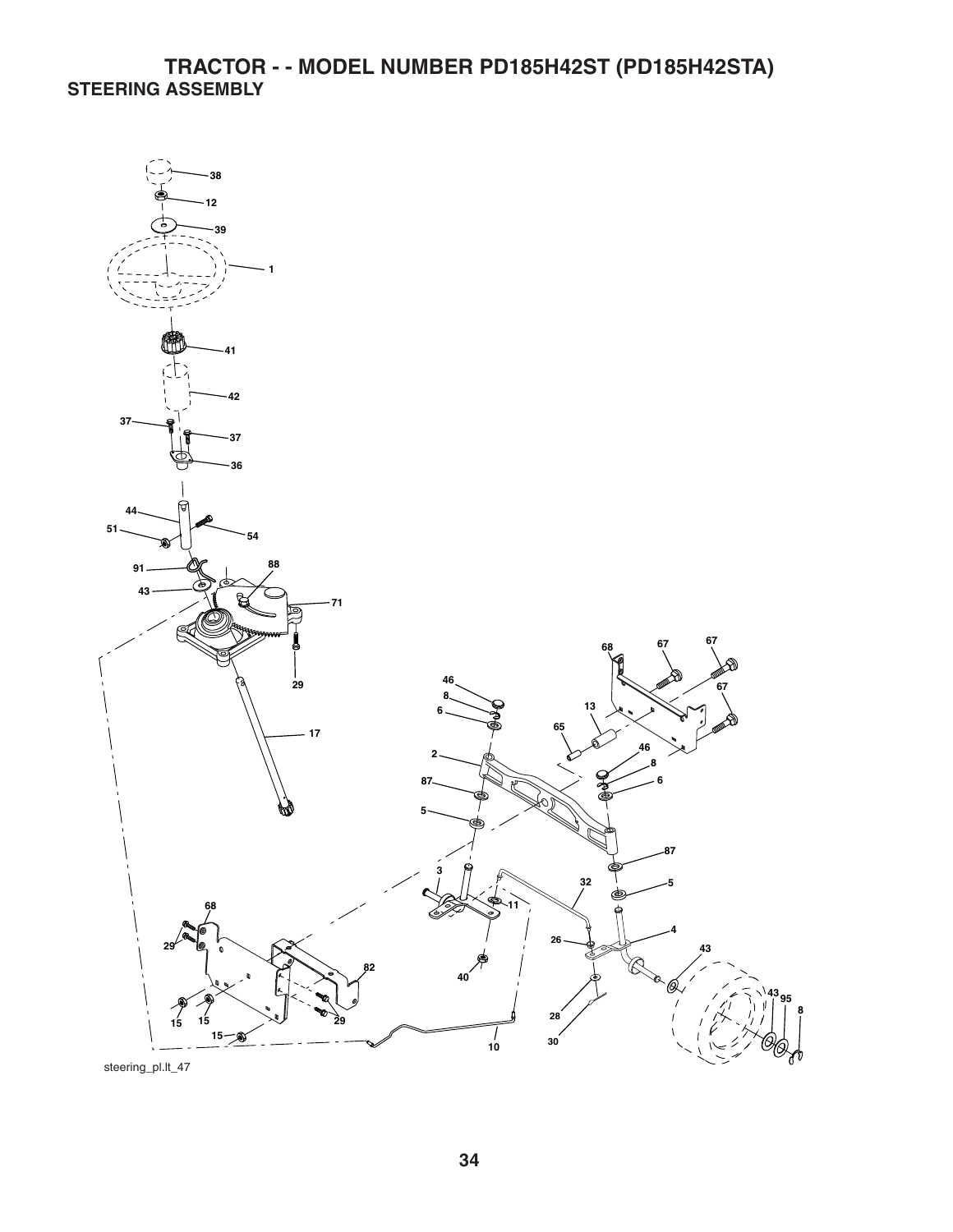# TRACTOR - - MODEL NUMBER PD185H42ST (PD185H42STA)

## STEERING ASSEMBLY

38
12
39
1
41
42
37
37
36
44
51
54
91
88
43
71
29
17
68
67
67
67
46
8
6
13
65
2
46
8
6
87
5
87
5
3
32
11
68
29
4
26
43
82
40
43
95
8
28
15
15
29
15
10
30

steering_pl.lt_47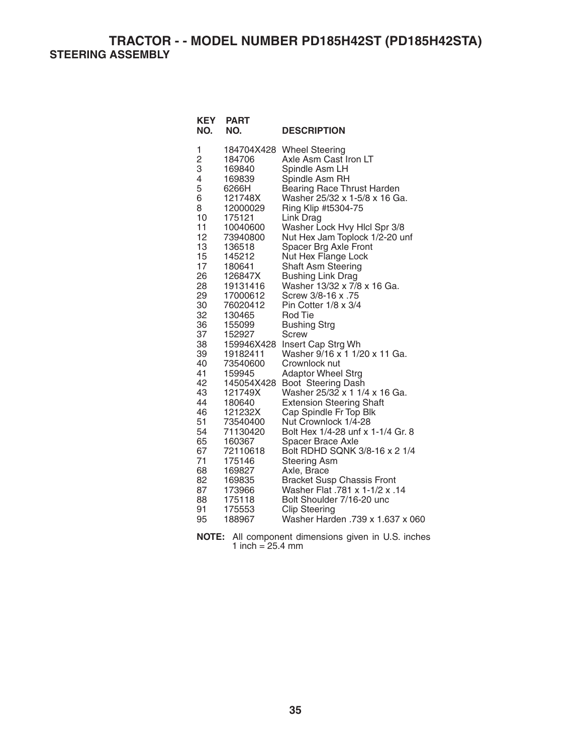# TRACTOR - - MODEL NUMBER PD185H42ST (PD185H42STA)

## STEERING ASSEMBLY

| KEY NO. | PART NO. | DESCRIPTION |
|---|---|---|
| 1 | 184704X428 | Wheel Steering |
| 2 | 184706 | Axle Asm Cast Iron LT |
| 3 | 169840 | Spindle Asm LH |
| 4 | 169839 | Spindle Asm RH |
| 5 | 6266H | Bearing Race Thrust Harden |
| 6 | 121748X | Washer 25/32 x 1-5/8 x 16 Ga. |
| 8 | 12000029 | Ring Klip #t5304-75 |
| 10 | 175121 | Link Drag |
| 11 | 10040600 | Washer Lock Hvy Hlcl Spr 3/8 |
| 12 | 73940800 | Nut Hex Jam Toplock 1/2-20 unf |
| 13 | 136518 | Spacer Brg Axle Front |
| 15 | 145212 | Nut Hex Flange Lock |
| 17 | 180641 | Shaft Asm Steering |
| 26 | 126847X | Bushing Link Drag |
| 28 | 19131416 | Washer 13/32 x 7/8 x 16 Ga. |
| 29 | 17000612 | Screw 3/8-16 x .75 |
| 30 | 76020412 | Pin Cotter 1/8 x 3/4 |
| 32 | 130465 | Rod Tie |
| 36 | 155099 | Bushing Strg |
| 37 | 152927 | Screw |
| 38 | 159946X428 | Insert Cap Strg Wh |
| 39 | 19182411 | Washer 9/16 x 1 1/20 x 11 Ga. |
| 40 | 73540600 | Crownlock nut |
| 41 | 159945 | Adaptor Wheel Strg |
| 42 | 145054X428 | Boot Steering Dash |
| 43 | 121749X | Washer 25/32 x 1 1/4 x 16 Ga. |
| 44 | 180640 | Extension Steering Shaft |
| 46 | 121232X | Cap Spindle Fr Top Blk |
| 51 | 73540400 | Nut Crownlock 1/4-28 |
| 54 | 71130420 | Bolt Hex 1/4-28 unf x 1-1/4 Gr. 8 |
| 65 | 160367 | Spacer Brace Axle |
| 67 | 72110618 | Bolt RDHD SQNK 3/8-16 x 2 1/4 |
| 71 | 175146 | Steering Asm |
| 68 | 169827 | Axle, Brace |
| 82 | 169835 | Bracket Susp Chassis Front |
| 87 | 173966 | Washer Flat .781 x 1-1/2 x .14 |
| 88 | 175118 | Bolt Shoulder 7/16-20 unc |
| 91 | 175553 | Clip Steering |
| 95 | 188967 | Washer Harden .739 x 1.637 x 060 |

**NOTE:** All component dimensions given in U.S. inches
1 inch = 25.4 mm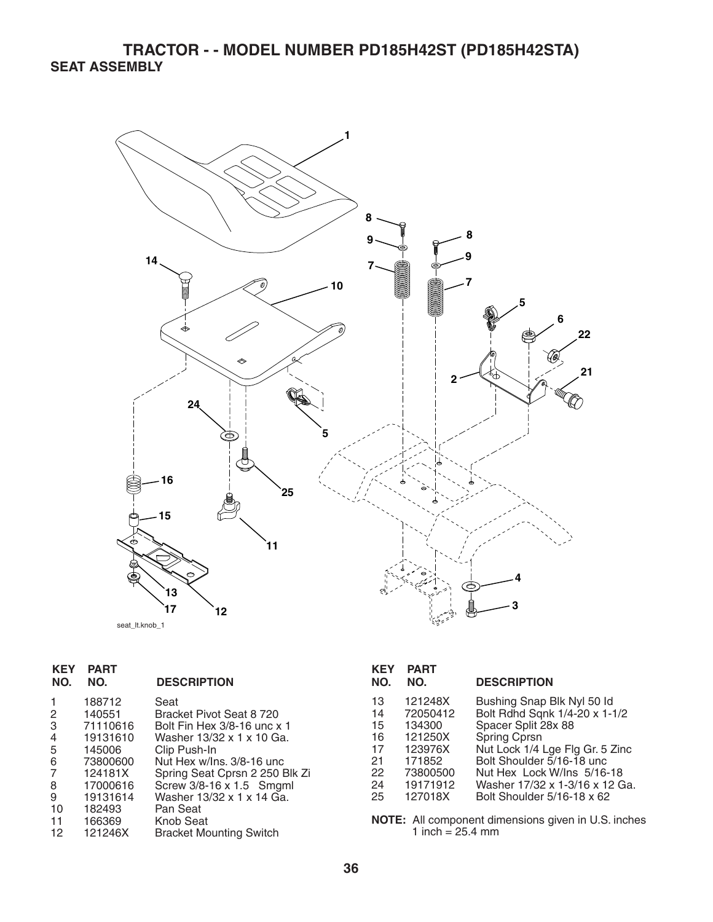# TRACTOR - - MODEL NUMBER PD185H42ST (PD185H42STA)

## SEAT ASSEMBLY

| KEY NO. | PART NO. | DESCRIPTION |
|---|---|---|
| 1 | 188712 | Seat |
| 2 | 140551 | Bracket Pivot Seat 8 720 |
| 3 | 71110616 | Bolt Fin Hex 3/8-16 unc x 1 |
| 4 | 19131610 | Washer 13/32 x 1 x 10 Ga. |
| 5 | 145006 | Clip Push-In |
| 6 | 73800600 | Nut Hex w/Ins. 3/8-16 unc |
| 7 | 124181X | Spring Seat Cprsn 2 250 Blk Zi |
| 8 | 17000616 | Screw 3/8-16 x 1.5 Smgml |
| 9 | 19131614 | Washer 13/32 x 1 x 14 Ga. |
| 10 | 182493 | Pan Seat |
| 11 | 166369 | Knob Seat |
| 12 | 121246X | Bracket Mounting Switch |
| 13 | 121248X | Bushing Snap Blk Nyl 50 Id |
| 14 | 72050412 | Bolt Rdhd Sqnk 1/4-20 x 1-1/2 |
| 15 | 134300 | Spacer Split 28x 88 |
| 16 | 121250X | Spring Cprsn |
| 17 | 123976X | Nut Lock 1/4 Lge Flg Gr. 5 Zinc |
| 21 | 171852 | Bolt Shoulder 5/16-18 unc |
| 22 | 73800500 | Nut Hex Lock W/Ins 5/16-18 |
| 24 | 19171912 | Washer 17/32 x 1-3/16 x 12 Ga. |
| 25 | 127018X | Bolt Shoulder 5/16-18 x 62 |

**NOTE:** All component dimensions given in U.S. inches
1 inch = 25.4 mm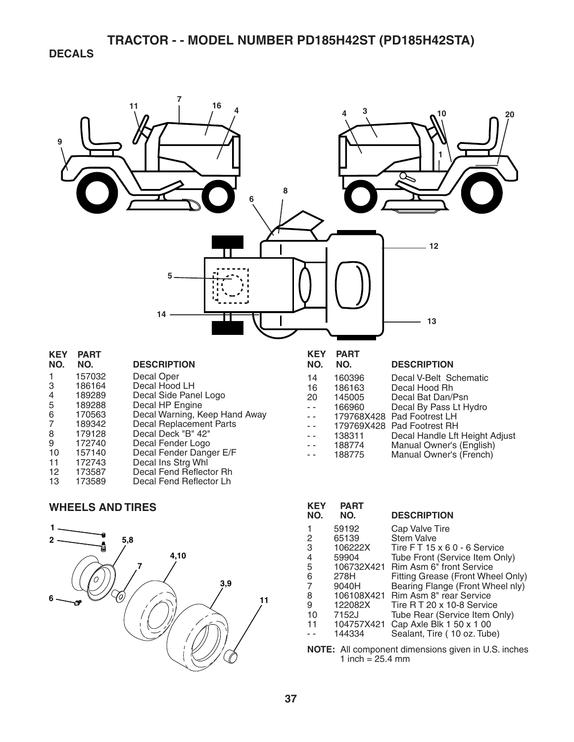# TRACTOR - - MODEL NUMBER PD185H42ST (PD185H42STA)

## DECALS

| KEY NO. | PART NO. | DESCRIPTION |
|---|---|---|
| 1 | 157032 | Decal Oper |
| 3 | 186164 | Decal Hood LH |
| 4 | 189289 | Decal Side Panel Logo |
| 5 | 189288 | Decal HP Engine |
| 6 | 170563 | Decal Warning, Keep Hand Away |
| 7 | 189342 | Decal Replacement Parts |
| 8 | 179128 | Decal Deck "B" 42" |
| 9 | 172740 | Decal Fender Logo |
| 10 | 157140 | Decal Fender Danger E/F |
| 11 | 172743 | Decal Ins Strg Whl |
| 12 | 173587 | Decal Fend Reflector Rh |
| 13 | 173589 | Decal Fend Reflector Lh |
| 14 | 160396 | Decal V-Belt Schematic |
| 16 | 186163 | Decal Hood Rh |
| 20 | 145005 | Decal Bat Dan/Psn |
| - - | 166960 | Decal By Pass Lt Hydro |
| - - | 179768X428 | Pad Footrest LH |
| - - | 179769X428 | Pad Footrest RH |
| - - | 138311 | Decal Handle Lft Height Adjust |
| - - | 188774 | Manual Owner's (English) |
| - - | 188775 | Manual Owner's (French) |

## WHEELS AND TIRES

| KEY NO. | PART NO. | DESCRIPTION |
|---|---|---|
| 1 | 59192 | Cap Valve Tire |
| 2 | 65139 | Stem Valve |
| 3 | 106222X | Tire F T 15 x 6 0 - 6 Service |
| 4 | 59904 | Tube Front (Service Item Only) |
| 5 | 106732X421 | Rim Asm 6" front Service |
| 6 | 278H | Fitting Grease (Front Wheel Only) |
| 7 | 9040H | Bearing Flange (Front Wheel nly) |
| 8 | 106108X421 | Rim Asm 8" rear Service |
| 9 | 122082X | Tire R T 20 x 10-8 Service |
| 10 | 7152J | Tube Rear (Service Item Only) |
| 11 | 104757X421 | Cap Axle Blk 1 50 x 1 00 |
| - - | 144334 | Sealant, Tire ( 10 oz. Tube) |

**NOTE:** All component dimensions given in U.S. inches
1 inch = 25.4 mm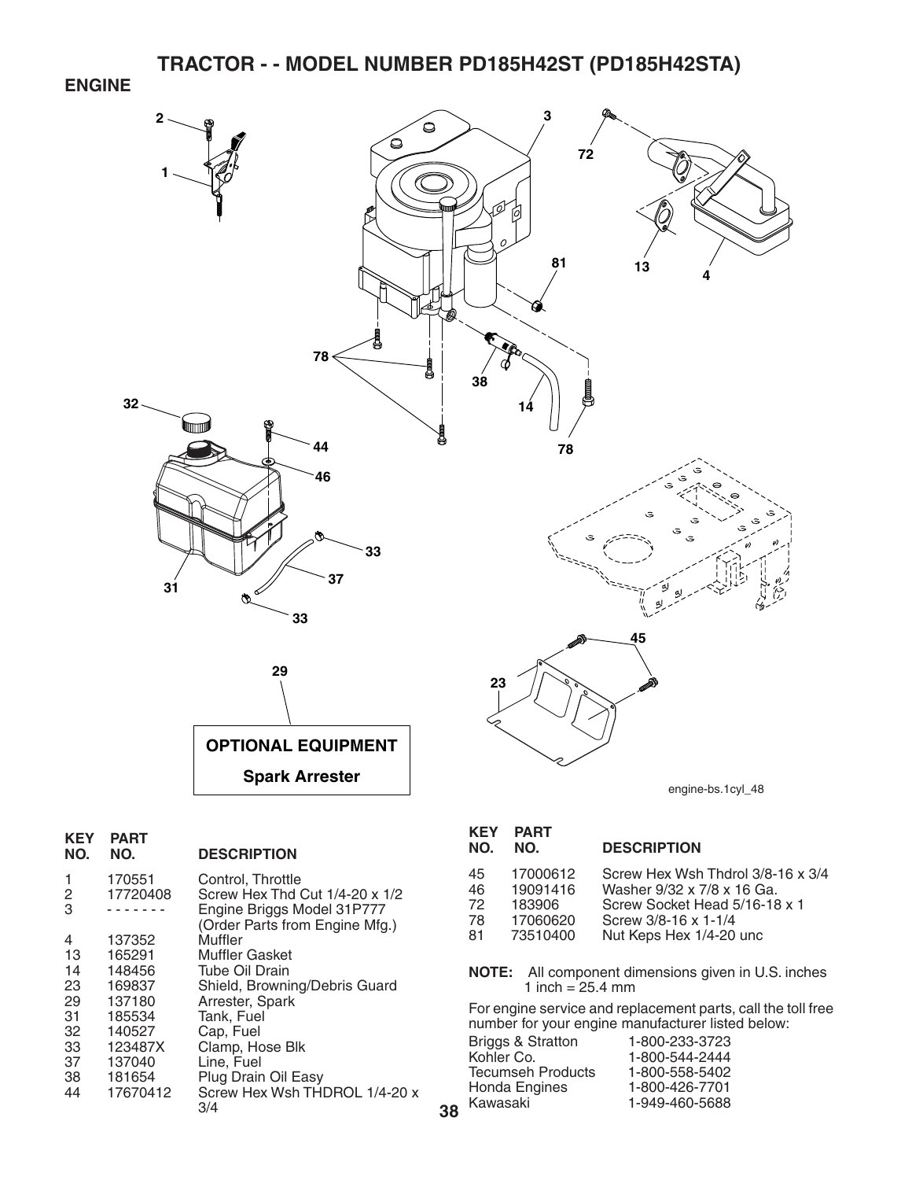# TRACTOR - - MODEL NUMBER PD185H42ST (PD185H42STA)

## ENGINE

OPTIONAL EQUIPMENT

Spark Arrester

engine-bs.1cyl_48

| KEY NO. | PART NO. | DESCRIPTION |
|---|---|---|
| 1 | 170551 | Control, Throttle |
| 2 | 17720408 | Screw Hex Thd Cut 1/4-20 x 1/2 |
| 3 | - - - - - - - | Engine Briggs Model 31P777 (Order Parts from Engine Mfg.) |
| 4 | 137352 | Muffler |
| 13 | 165291 | Muffler Gasket |
| 14 | 148456 | Tube Oil Drain |
| 23 | 169837 | Shield, Browning/Debris Guard |
| 29 | 137180 | Arrester, Spark |
| 31 | 185534 | Tank, Fuel |
| 32 | 140527 | Cap, Fuel |
| 33 | 123487X | Clamp, Hose Blk |
| 37 | 137040 | Line, Fuel |
| 38 | 181654 | Plug Drain Oil Easy |
| 44 | 17670412 | Screw Hex Wsh THDROL 1/4-20 x 3/4 |
| 45 | 17000612 | Screw Hex Wsh Thdrol 3/8-16 x 3/4 |
| 46 | 19091416 | Washer 9/32 x 7/8 x 16 Ga. |
| 72 | 183906 | Screw Socket Head 5/16-18 x 1 |
| 78 | 17060620 | Screw 3/8-16 x 1-1/4 |
| 81 | 73510400 | Nut Keps Hex 1/4-20 unc |

**NOTE:** All component dimensions given in U.S. inches
1 inch = 25.4 mm

For engine service and replacement parts, call the toll free number for your engine manufacturer listed below:

| | |
|---|---|
| Briggs & Stratton | 1-800-233-3723 |
| Kohler Co. | 1-800-544-2444 |
| Tecumseh Products | 1-800-558-5402 |
| Honda Engines | 1-800-426-7701 |
| Kawasaki | 1-949-460-5688 |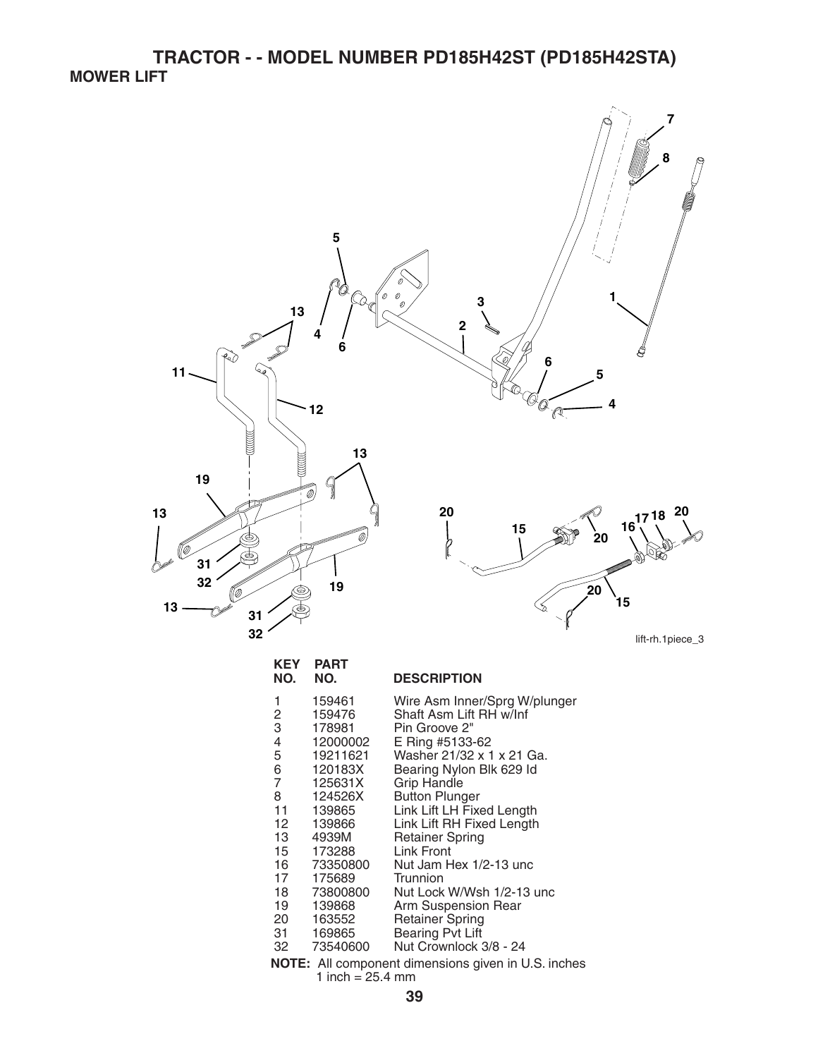# TRACTOR - - MODEL NUMBER PD185H42ST (PD185H42STA)

## MOWER LIFT

lift-rh.1piece_3

| KEY NO. | PART NO. | DESCRIPTION |
|---|---|---|
| 1 | 159461 | Wire Asm Inner/Sprg W/plunger |
| 2 | 159476 | Shaft Asm Lift RH w/Inf |
| 3 | 178981 | Pin Groove 2" |
| 4 | 12000002 | E Ring #5133-62 |
| 5 | 19211621 | Washer 21/32 x 1 x 21 Ga. |
| 6 | 120183X | Bearing Nylon Blk 629 Id |
| 7 | 125631X | Grip Handle |
| 8 | 124526X | Button Plunger |
| 11 | 139865 | Link Lift LH Fixed Length |
| 12 | 139866 | Link Lift RH Fixed Length |
| 13 | 4939M | Retainer Spring |
| 15 | 173288 | Link Front |
| 16 | 73350800 | Nut Jam Hex 1/2-13 unc |
| 17 | 175689 | Trunnion |
| 18 | 73800800 | Nut Lock W/Wsh 1/2-13 unc |
| 19 | 139868 | Arm Suspension Rear |
| 20 | 163552 | Retainer Spring |
| 31 | 169865 | Bearing Pvt Lift |
| 32 | 73540600 | Nut Crownlock 3/8 - 24 |

**NOTE:** All component dimensions given in U.S. inches
1 inch = 25.4 mm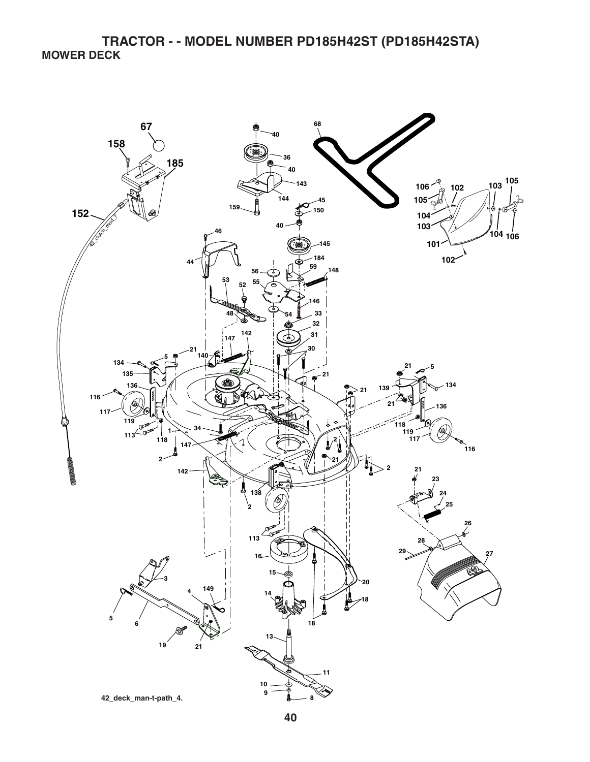# TRACTOR - - MODEL NUMBER PD185H42ST (PD185H42STA)

## MOWER DECK

42_deck_man-t-path_4.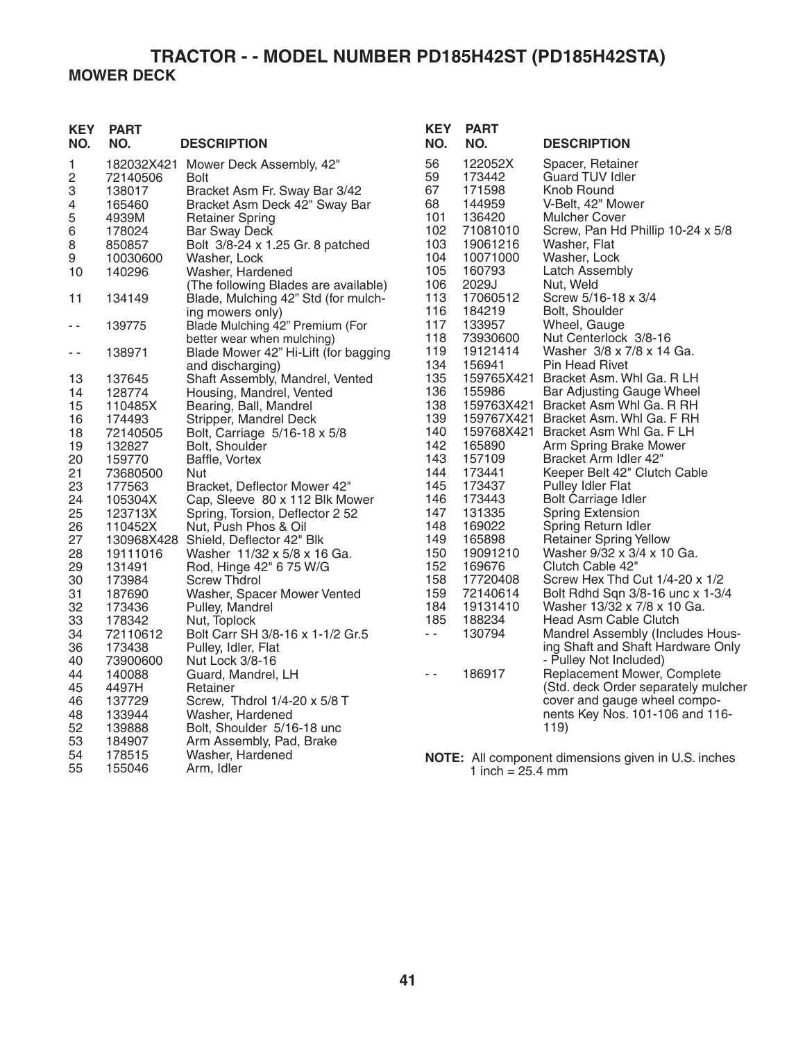# TRACTOR - - MODEL NUMBER PD185H42ST (PD185H42STA)

## MOWER DECK

| KEY NO. | PART NO. | DESCRIPTION |
|---|---|---|
| 1 | 182032X421 | Mower Deck Assembly, 42" |
| 2 | 72140506 | Bolt |
| 3 | 138017 | Bracket Asm Fr. Sway Bar 3/42 |
| 4 | 165460 | Bracket Asm Deck 42" Sway Bar |
| 5 | 4939M | Retainer Spring |
| 6 | 178024 | Bar Sway Deck |
| 8 | 850857 | Bolt 3/8-24 x 1.25 Gr. 8 patched |
| 9 | 10030600 | Washer, Lock |
| 10 | 140296 | Washer, Hardened |
| | | (The following Blades are available) |
| 11 | 134149 | Blade, Mulching 42" Std (for mulching mowers only) |
| - - | 139775 | Blade Mulching 42" Premium (For better wear when mulching) |
| - - | 138971 | Blade Mower 42" Hi-Lift (for bagging and discharging) |
| 13 | 137645 | Shaft Assembly, Mandrel, Vented |
| 14 | 128774 | Housing, Mandrel, Vented |
| 15 | 110485X | Bearing, Ball, Mandrel |
| 16 | 174493 | Stripper, Mandrel Deck |
| 18 | 72140505 | Bolt, Carriage 5/16-18 x 5/8 |
| 19 | 132827 | Bolt, Shoulder |
| 20 | 159770 | Baffle, Vortex |
| 21 | 73680500 | Nut |
| 23 | 177563 | Bracket, Deflector Mower 42" |
| 24 | 105304X | Cap, Sleeve 80 x 112 Blk Mower |
| 25 | 123713X | Spring, Torsion, Deflector 2 52 |
| 26 | 110452X | Nut, Push Phos & Oil |
| 27 | 130968X428 | Shield, Deflector 42" Blk |
| 28 | 19111016 | Washer 11/32 x 5/8 x 16 Ga. |
| 29 | 131491 | Rod, Hinge 42" 6 75 W/G |
| 30 | 173984 | Screw Thdrol |
| 31 | 187690 | Washer, Spacer Mower Vented |
| 32 | 173436 | Pulley, Mandrel |
| 33 | 178342 | Nut, Toplock |
| 34 | 72110612 | Bolt Carr SH 3/8-16 x 1-1/2 Gr.5 |
| 36 | 173438 | Pulley, Idler, Flat |
| 40 | 73900600 | Nut Lock 3/8-16 |
| 44 | 140088 | Guard, Mandrel, LH |
| 45 | 4497H | Retainer |
| 46 | 137729 | Screw, Thdrol 1/4-20 x 5/8 T |
| 48 | 133944 | Washer, Hardened |
| 52 | 139888 | Bolt, Shoulder 5/16-18 unc |
| 53 | 184907 | Arm Assembly, Pad, Brake |
| 54 | 178515 | Washer, Hardened |
| 55 | 155046 | Arm, Idler |
| 56 | 122052X | Spacer, Retainer |
| 59 | 173442 | Guard TUV Idler |
| 67 | 171598 | Knob Round |
| 68 | 144959 | V-Belt, 42" Mower |
| 101 | 136420 | Mulcher Cover |
| 102 | 71081010 | Screw, Pan Hd Phillip 10-24 x 5/8 |
| 103 | 19061216 | Washer, Flat |
| 104 | 10071000 | Washer, Lock |
| 105 | 160793 | Latch Assembly |
| 106 | 2029J | Nut, Weld |
| 113 | 17060512 | Screw 5/16-18 x 3/4 |
| 116 | 184219 | Bolt, Shoulder |
| 117 | 133957 | Wheel, Gauge |
| 118 | 73930600 | Nut Centerlock 3/8-16 |
| 119 | 19121414 | Washer 3/8 x 7/8 x 14 Ga. |
| 134 | 156941 | Pin Head Rivet |
| 135 | 159765X421 | Bracket Asm. Whl Ga. R LH |
| 136 | 155986 | Bar Adjusting Gauge Wheel |
| 138 | 159763X421 | Bracket Asm Whl Ga. R RH |
| 139 | 159767X421 | Bracket Asm. Whl Ga. F RH |
| 140 | 159768X421 | Bracket Asm Whl Ga. F LH |
| 142 | 165890 | Arm Spring Brake Mower |
| 143 | 157109 | Bracket Arm Idler 42" |
| 144 | 173441 | Keeper Belt 42" Clutch Cable |
| 145 | 173437 | Pulley Idler Flat |
| 146 | 173443 | Bolt Carriage Idler |
| 147 | 131335 | Spring Extension |
| 148 | 169022 | Spring Return Idler |
| 149 | 165898 | Retainer Spring Yellow |
| 150 | 19091210 | Washer 9/32 x 3/4 x 10 Ga. |
| 152 | 169676 | Clutch Cable 42" |
| 158 | 17720408 | Screw Hex Thd Cut 1/4-20 x 1/2 |
| 159 | 72140614 | Bolt Rdhd Sqn 3/8-16 unc x 1-3/4 |
| 184 | 19131410 | Washer 13/32 x 7/8 x 10 Ga. |
| 185 | 188234 | Head Asm Cable Clutch |
| - - | 130794 | Mandrel Assembly (Includes Housing Shaft and Shaft Hardware Only - Pulley Not Included) |
| - - | 186917 | Replacement Mower, Complete (Std. deck Order separately mulcher cover and gauge wheel components Key Nos. 101-106 and 116-119) |

**NOTE:** All component dimensions given in U.S. inches
1 inch = 25.4 mm